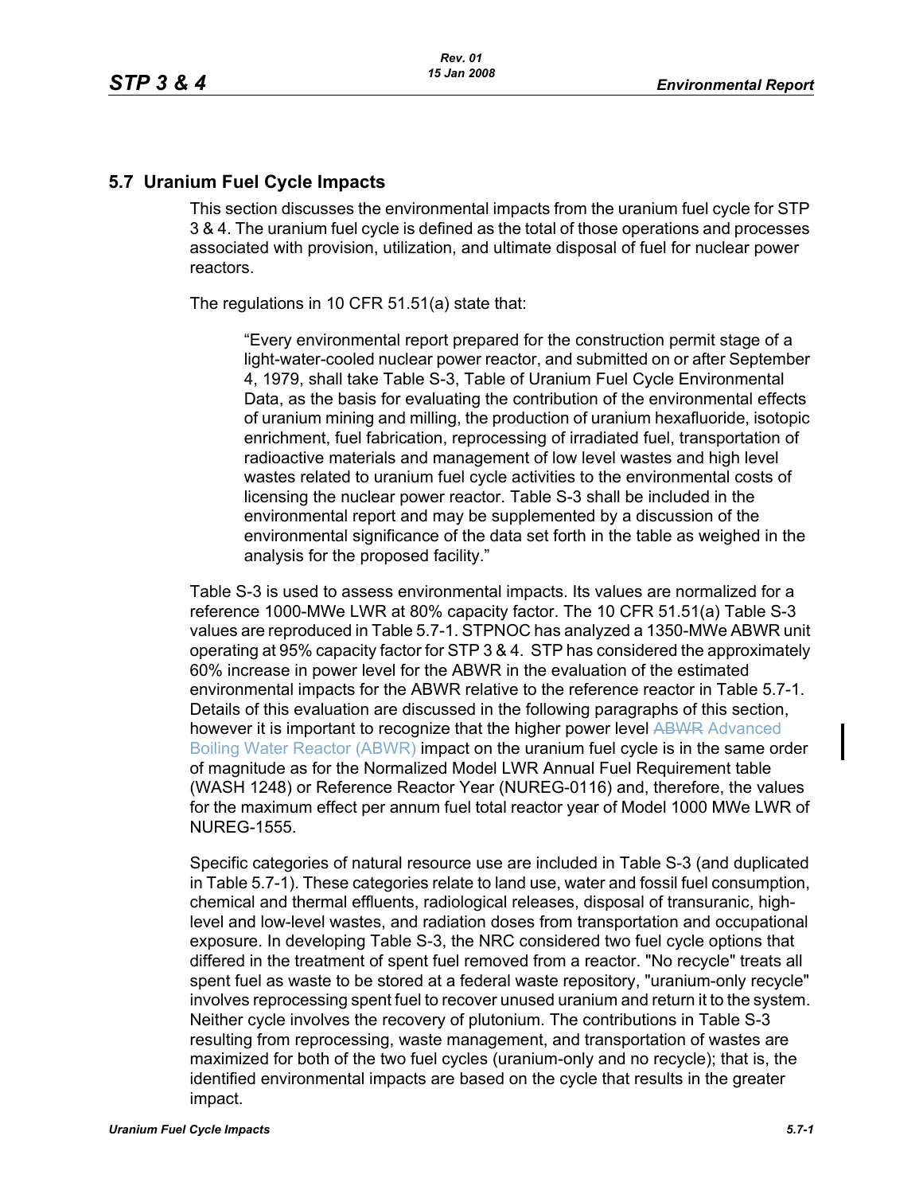## 5.7 Uranium Fuel Cycle Impacts

This section discusses the environmental impacts from the uranium fuel cycle for STP 3 & 4. The uranium fuel cycle is defined as the total of those operations and processes associated with provision, utilization, and ultimate disposal of fuel for nuclear power reactors.

The regulations in 10 CFR 51.51(a) state that:

> "Every environmental report prepared for the construction permit stage of a light-water-cooled nuclear power reactor, and submitted on or after September 4, 1979, shall take Table S-3, Table of Uranium Fuel Cycle Environmental Data, as the basis for evaluating the contribution of the environmental effects of uranium mining and milling, the production of uranium hexafluoride, isotopic enrichment, fuel fabrication, reprocessing of irradiated fuel, transportation of radioactive materials and management of low level wastes and high level wastes related to uranium fuel cycle activities to the environmental costs of licensing the nuclear power reactor. Table S-3 shall be included in the environmental report and may be supplemented by a discussion of the environmental significance of the data set forth in the table as weighed in the analysis for the proposed facility."

Table S-3 is used to assess environmental impacts. Its values are normalized for a reference 1000-MWe LWR at 80% capacity factor. The 10 CFR 51.51(a) Table S-3 values are reproduced in Table 5.7-1. STPNOC has analyzed a 1350-MWe ABWR unit operating at 95% capacity factor for STP 3 & 4. STP has considered the approximately 60% increase in power level for the ABWR in the evaluation of the estimated environmental impacts for the ABWR relative to the reference reactor in Table 5.7-1. Details of this evaluation are discussed in the following paragraphs of this section, however it is important to recognize that the higher power level ~~ABWR~~ Advanced Boiling Water Reactor (ABWR) impact on the uranium fuel cycle is in the same order of magnitude as for the Normalized Model LWR Annual Fuel Requirement table (WASH 1248) or Reference Reactor Year (NUREG-0116) and, therefore, the values for the maximum effect per annum fuel total reactor year of Model 1000 MWe LWR of NUREG-1555.

Specific categories of natural resource use are included in Table S-3 (and duplicated in Table 5.7-1). These categories relate to land use, water and fossil fuel consumption, chemical and thermal effluents, radiological releases, disposal of transuranic, high-level and low-level wastes, and radiation doses from transportation and occupational exposure. In developing Table S-3, the NRC considered two fuel cycle options that differed in the treatment of spent fuel removed from a reactor. "No recycle" treats all spent fuel as waste to be stored at a federal waste repository, "uranium-only recycle" involves reprocessing spent fuel to recover unused uranium and return it to the system. Neither cycle involves the recovery of plutonium. The contributions in Table S-3 resulting from reprocessing, waste management, and transportation of wastes are maximized for both of the two fuel cycles (uranium-only and no recycle); that is, the identified environmental impacts are based on the cycle that results in the greater impact.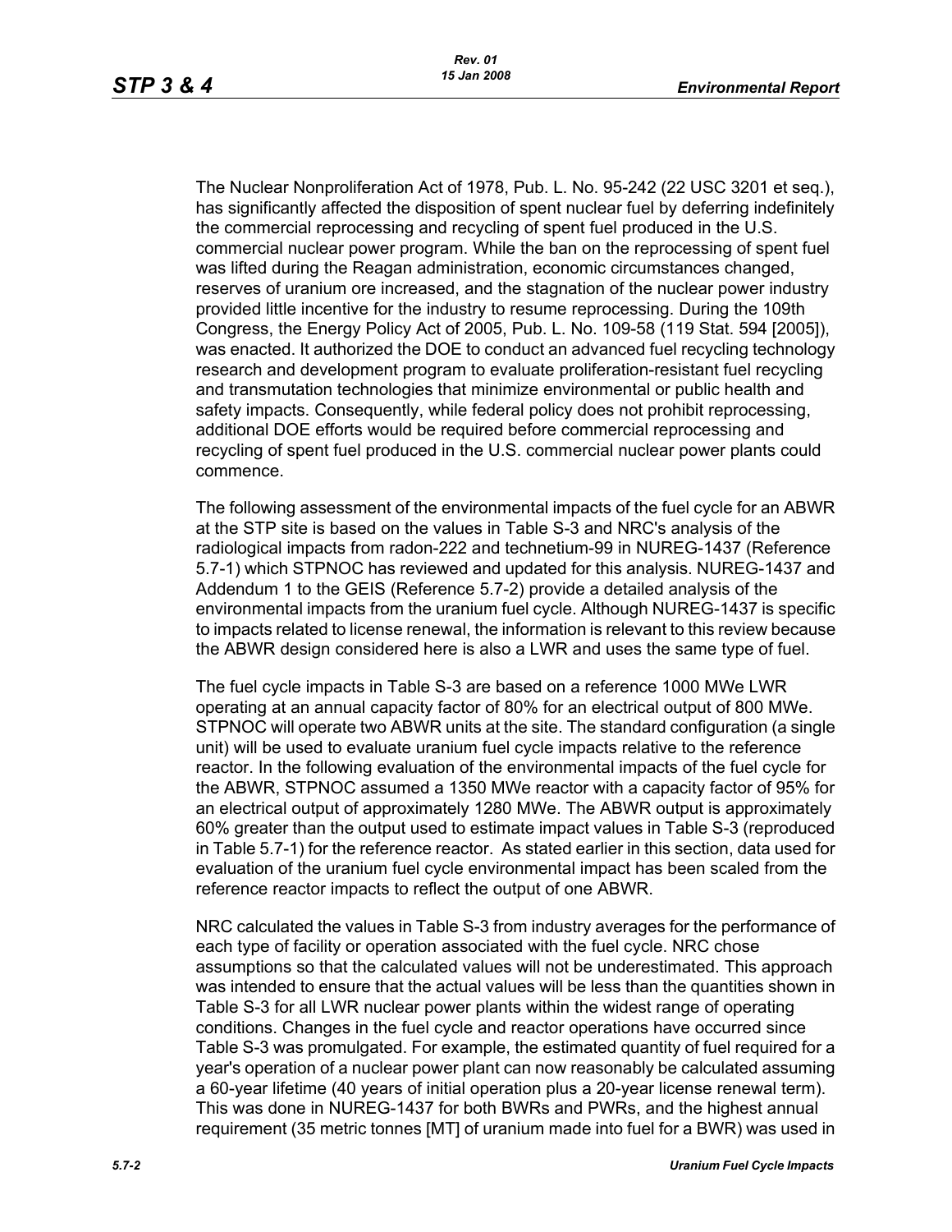The Nuclear Nonproliferation Act of 1978, Pub. L. No. 95-242 (22 USC 3201 et seq.), has significantly affected the disposition of spent nuclear fuel by deferring indefinitely the commercial reprocessing and recycling of spent fuel produced in the U.S. commercial nuclear power program. While the ban on the reprocessing of spent fuel was lifted during the Reagan administration, economic circumstances changed, reserves of uranium ore increased, and the stagnation of the nuclear power industry provided little incentive for the industry to resume reprocessing. During the 109th Congress, the Energy Policy Act of 2005, Pub. L. No. 109-58 (119 Stat. 594 [2005]), was enacted. It authorized the DOE to conduct an advanced fuel recycling technology research and development program to evaluate proliferation-resistant fuel recycling and transmutation technologies that minimize environmental or public health and safety impacts. Consequently, while federal policy does not prohibit reprocessing, additional DOE efforts would be required before commercial reprocessing and recycling of spent fuel produced in the U.S. commercial nuclear power plants could commence.

The following assessment of the environmental impacts of the fuel cycle for an ABWR at the STP site is based on the values in Table S-3 and NRC's analysis of the radiological impacts from radon-222 and technetium-99 in NUREG-1437 (Reference 5.7-1) which STPNOC has reviewed and updated for this analysis. NUREG-1437 and Addendum 1 to the GEIS (Reference 5.7-2) provide a detailed analysis of the environmental impacts from the uranium fuel cycle. Although NUREG-1437 is specific to impacts related to license renewal, the information is relevant to this review because the ABWR design considered here is also a LWR and uses the same type of fuel.

The fuel cycle impacts in Table S-3 are based on a reference 1000 MWe LWR operating at an annual capacity factor of 80% for an electrical output of 800 MWe. STPNOC will operate two ABWR units at the site. The standard configuration (a single unit) will be used to evaluate uranium fuel cycle impacts relative to the reference reactor. In the following evaluation of the environmental impacts of the fuel cycle for the ABWR, STPNOC assumed a 1350 MWe reactor with a capacity factor of 95% for an electrical output of approximately 1280 MWe. The ABWR output is approximately 60% greater than the output used to estimate impact values in Table S-3 (reproduced in Table 5.7-1) for the reference reactor. As stated earlier in this section, data used for evaluation of the uranium fuel cycle environmental impact has been scaled from the reference reactor impacts to reflect the output of one ABWR.

NRC calculated the values in Table S-3 from industry averages for the performance of each type of facility or operation associated with the fuel cycle. NRC chose assumptions so that the calculated values will not be underestimated. This approach was intended to ensure that the actual values will be less than the quantities shown in Table S-3 for all LWR nuclear power plants within the widest range of operating conditions. Changes in the fuel cycle and reactor operations have occurred since Table S-3 was promulgated. For example, the estimated quantity of fuel required for a year's operation of a nuclear power plant can now reasonably be calculated assuming a 60-year lifetime (40 years of initial operation plus a 20-year license renewal term). This was done in NUREG-1437 for both BWRs and PWRs, and the highest annual requirement (35 metric tonnes [MT] of uranium made into fuel for a BWR) was used in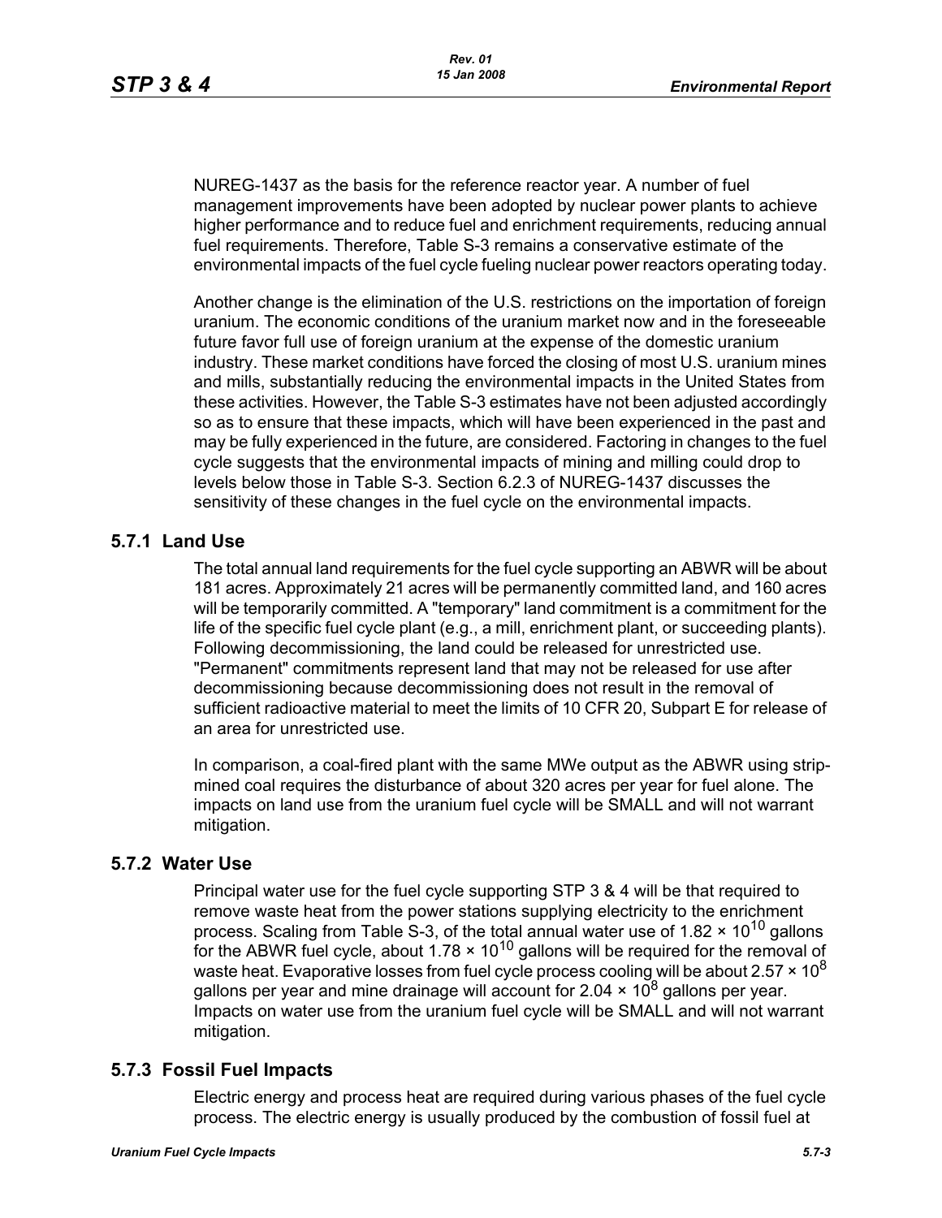NUREG-1437 as the basis for the reference reactor year. A number of fuel management improvements have been adopted by nuclear power plants to achieve higher performance and to reduce fuel and enrichment requirements, reducing annual fuel requirements. Therefore, Table S-3 remains a conservative estimate of the environmental impacts of the fuel cycle fueling nuclear power reactors operating today.

Another change is the elimination of the U.S. restrictions on the importation of foreign uranium. The economic conditions of the uranium market now and in the foreseeable future favor full use of foreign uranium at the expense of the domestic uranium industry. These market conditions have forced the closing of most U.S. uranium mines and mills, substantially reducing the environmental impacts in the United States from these activities. However, the Table S-3 estimates have not been adjusted accordingly so as to ensure that these impacts, which will have been experienced in the past and may be fully experienced in the future, are considered. Factoring in changes to the fuel cycle suggests that the environmental impacts of mining and milling could drop to levels below those in Table S-3. Section 6.2.3 of NUREG-1437 discusses the sensitivity of these changes in the fuel cycle on the environmental impacts.

## 5.7.1 Land Use

The total annual land requirements for the fuel cycle supporting an ABWR will be about 181 acres. Approximately 21 acres will be permanently committed land, and 160 acres will be temporarily committed. A "temporary" land commitment is a commitment for the life of the specific fuel cycle plant (e.g., a mill, enrichment plant, or succeeding plants). Following decommissioning, the land could be released for unrestricted use. "Permanent" commitments represent land that may not be released for use after decommissioning because decommissioning does not result in the removal of sufficient radioactive material to meet the limits of 10 CFR 20, Subpart E for release of an area for unrestricted use.

In comparison, a coal-fired plant with the same MWe output as the ABWR using strip-mined coal requires the disturbance of about 320 acres per year for fuel alone. The impacts on land use from the uranium fuel cycle will be SMALL and will not warrant mitigation.

## 5.7.2 Water Use

Principal water use for the fuel cycle supporting STP 3 & 4 will be that required to remove waste heat from the power stations supplying electricity to the enrichment process. Scaling from Table S-3, of the total annual water use of $1.82 \times 10^{10}$ gallons for the ABWR fuel cycle, about $1.78 \times 10^{10}$ gallons will be required for the removal of waste heat. Evaporative losses from fuel cycle process cooling will be about $2.57 \times 10^{8}$ gallons per year and mine drainage will account for $2.04 \times 10^{8}$ gallons per year. Impacts on water use from the uranium fuel cycle will be SMALL and will not warrant mitigation.

## 5.7.3 Fossil Fuel Impacts

Electric energy and process heat are required during various phases of the fuel cycle process. The electric energy is usually produced by the combustion of fossil fuel at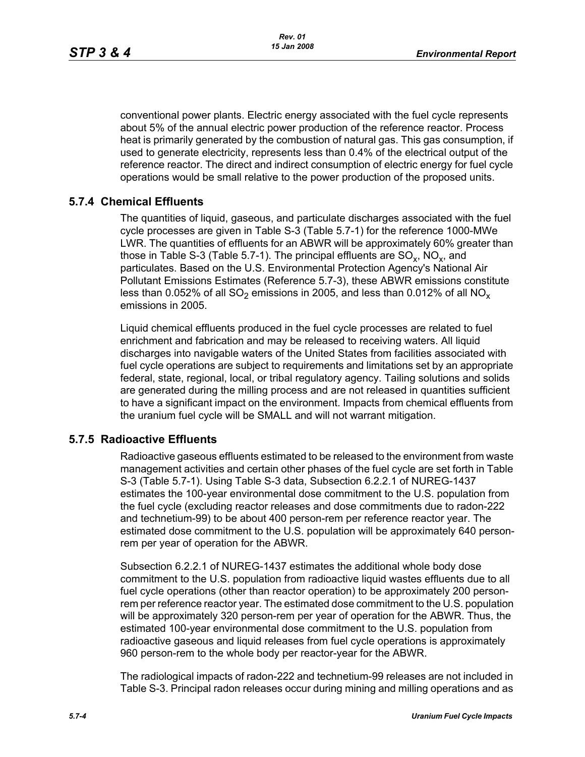conventional power plants. Electric energy associated with the fuel cycle represents about 5% of the annual electric power production of the reference reactor. Process heat is primarily generated by the combustion of natural gas. This gas consumption, if used to generate electricity, represents less than 0.4% of the electrical output of the reference reactor. The direct and indirect consumption of electric energy for fuel cycle operations would be small relative to the power production of the proposed units.

### 5.7.4 Chemical Effluents

The quantities of liquid, gaseous, and particulate discharges associated with the fuel cycle processes are given in Table S-3 (Table 5.7-1) for the reference 1000-MWe LWR. The quantities of effluents for an ABWR will be approximately 60% greater than those in Table S-3 (Table 5.7-1). The principal effluents are $SO_x$, $NO_x$, and particulates. Based on the U.S. Environmental Protection Agency's National Air Pollutant Emissions Estimates (Reference 5.7-3), these ABWR emissions constitute less than 0.052% of all $SO_2$ emissions in 2005, and less than 0.012% of all $NO_x$ emissions in 2005.

Liquid chemical effluents produced in the fuel cycle processes are related to fuel enrichment and fabrication and may be released to receiving waters. All liquid discharges into navigable waters of the United States from facilities associated with fuel cycle operations are subject to requirements and limitations set by an appropriate federal, state, regional, local, or tribal regulatory agency. Tailing solutions and solids are generated during the milling process and are not released in quantities sufficient to have a significant impact on the environment. Impacts from chemical effluents from the uranium fuel cycle will be SMALL and will not warrant mitigation.

### 5.7.5 Radioactive Effluents

Radioactive gaseous effluents estimated to be released to the environment from waste management activities and certain other phases of the fuel cycle are set forth in Table S-3 (Table 5.7-1). Using Table S-3 data, Subsection 6.2.2.1 of NUREG-1437 estimates the 100-year environmental dose commitment to the U.S. population from the fuel cycle (excluding reactor releases and dose commitments due to radon-222 and technetium-99) to be about 400 person-rem per reference reactor year. The estimated dose commitment to the U.S. population will be approximately 640 person-rem per year of operation for the ABWR.

Subsection 6.2.2.1 of NUREG-1437 estimates the additional whole body dose commitment to the U.S. population from radioactive liquid wastes effluents due to all fuel cycle operations (other than reactor operation) to be approximately 200 person-rem per reference reactor year. The estimated dose commitment to the U.S. population will be approximately 320 person-rem per year of operation for the ABWR. Thus, the estimated 100-year environmental dose commitment to the U.S. population from radioactive gaseous and liquid releases from fuel cycle operations is approximately 960 person-rem to the whole body per reactor-year for the ABWR.

The radiological impacts of radon-222 and technetium-99 releases are not included in Table S-3. Principal radon releases occur during mining and milling operations and as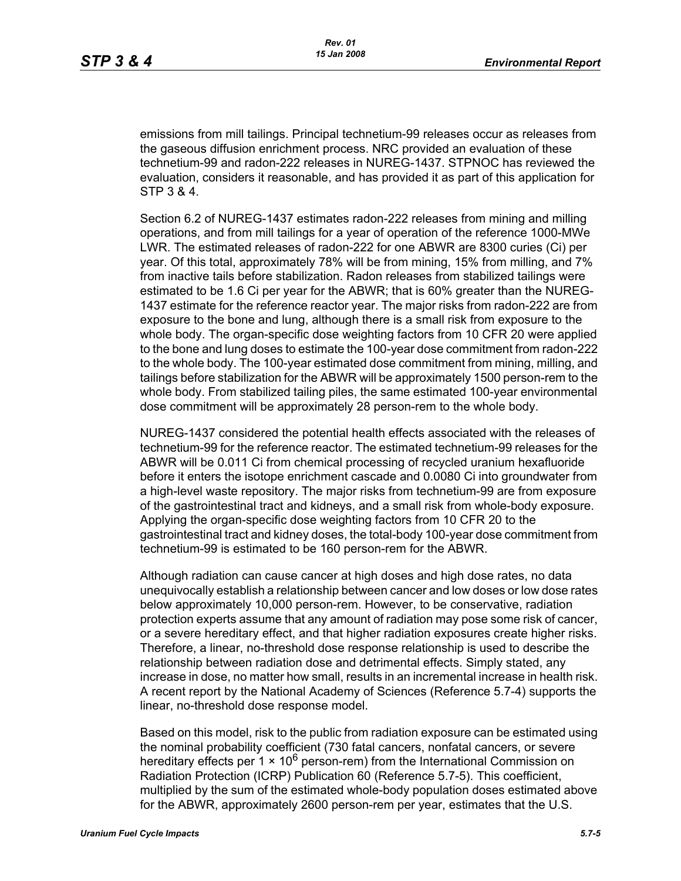emissions from mill tailings. Principal technetium-99 releases occur as releases from the gaseous diffusion enrichment process. NRC provided an evaluation of these technetium-99 and radon-222 releases in NUREG-1437. STPNOC has reviewed the evaluation, considers it reasonable, and has provided it as part of this application for STP 3 & 4.

Section 6.2 of NUREG-1437 estimates radon-222 releases from mining and milling operations, and from mill tailings for a year of operation of the reference 1000-MWe LWR. The estimated releases of radon-222 for one ABWR are 8300 curies (Ci) per year. Of this total, approximately 78% will be from mining, 15% from milling, and 7% from inactive tails before stabilization. Radon releases from stabilized tailings were estimated to be 1.6 Ci per year for the ABWR; that is 60% greater than the NUREG-1437 estimate for the reference reactor year. The major risks from radon-222 are from exposure to the bone and lung, although there is a small risk from exposure to the whole body. The organ-specific dose weighting factors from 10 CFR 20 were applied to the bone and lung doses to estimate the 100-year dose commitment from radon-222 to the whole body. The 100-year estimated dose commitment from mining, milling, and tailings before stabilization for the ABWR will be approximately 1500 person-rem to the whole body. From stabilized tailing piles, the same estimated 100-year environmental dose commitment will be approximately 28 person-rem to the whole body.

NUREG-1437 considered the potential health effects associated with the releases of technetium-99 for the reference reactor. The estimated technetium-99 releases for the ABWR will be 0.011 Ci from chemical processing of recycled uranium hexafluoride before it enters the isotope enrichment cascade and 0.0080 Ci into groundwater from a high-level waste repository. The major risks from technetium-99 are from exposure of the gastrointestinal tract and kidneys, and a small risk from whole-body exposure. Applying the organ-specific dose weighting factors from 10 CFR 20 to the gastrointestinal tract and kidney doses, the total-body 100-year dose commitment from technetium-99 is estimated to be 160 person-rem for the ABWR.

Although radiation can cause cancer at high doses and high dose rates, no data unequivocally establish a relationship between cancer and low doses or low dose rates below approximately 10,000 person-rem. However, to be conservative, radiation protection experts assume that any amount of radiation may pose some risk of cancer, or a severe hereditary effect, and that higher radiation exposures create higher risks. Therefore, a linear, no-threshold dose response relationship is used to describe the relationship between radiation dose and detrimental effects. Simply stated, any increase in dose, no matter how small, results in an incremental increase in health risk. A recent report by the National Academy of Sciences (Reference 5.7-4) supports the linear, no-threshold dose response model.

Based on this model, risk to the public from radiation exposure can be estimated using the nominal probability coefficient (730 fatal cancers, nonfatal cancers, or severe hereditary effects per $1 \times 10^6$ person-rem) from the International Commission on Radiation Protection (ICRP) Publication 60 (Reference 5.7-5). This coefficient, multiplied by the sum of the estimated whole-body population doses estimated above for the ABWR, approximately 2600 person-rem per year, estimates that the U.S.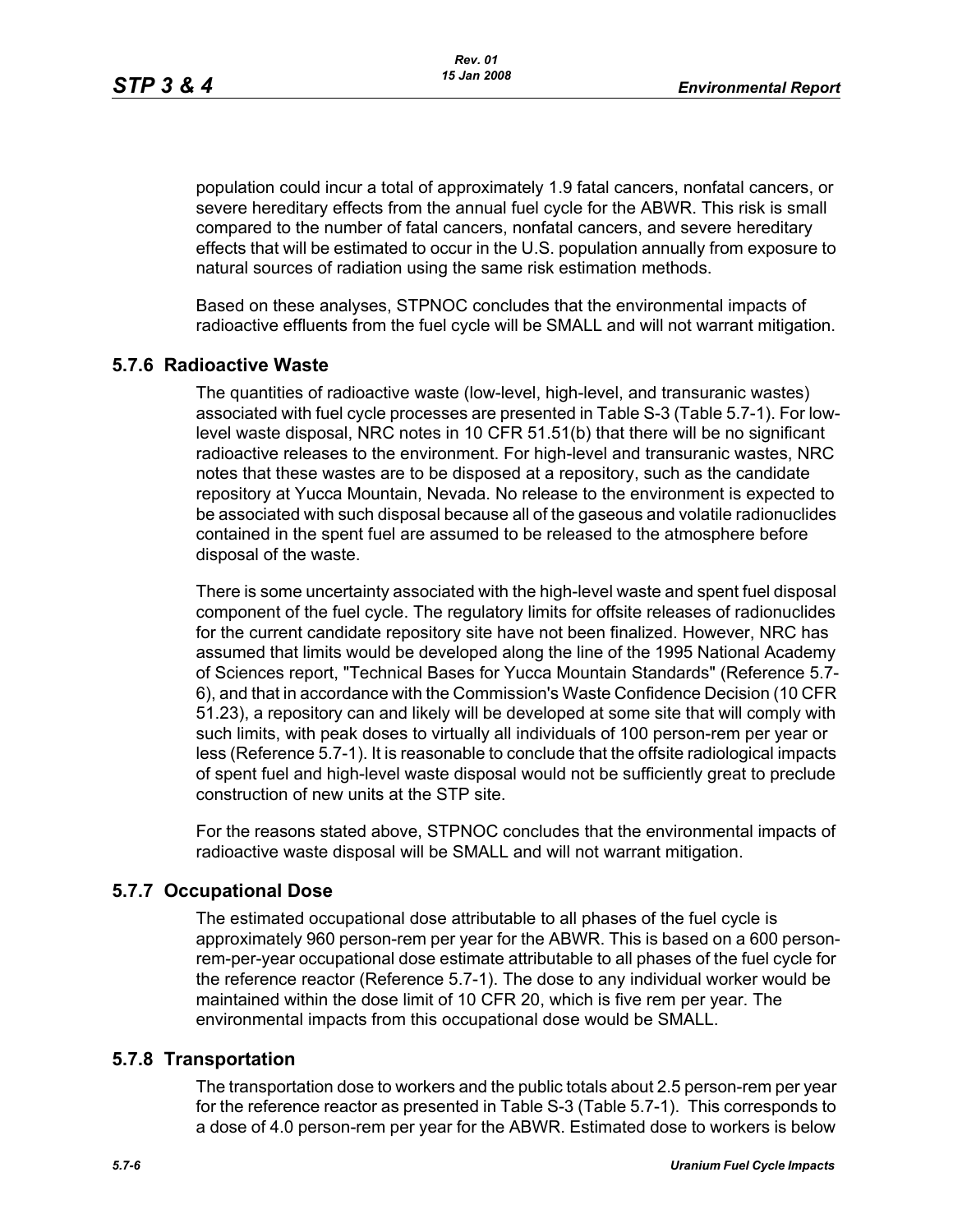population could incur a total of approximately 1.9 fatal cancers, nonfatal cancers, or severe hereditary effects from the annual fuel cycle for the ABWR. This risk is small compared to the number of fatal cancers, nonfatal cancers, and severe hereditary effects that will be estimated to occur in the U.S. population annually from exposure to natural sources of radiation using the same risk estimation methods.

Based on these analyses, STPNOC concludes that the environmental impacts of radioactive effluents from the fuel cycle will be SMALL and will not warrant mitigation.

## 5.7.6 Radioactive Waste

The quantities of radioactive waste (low-level, high-level, and transuranic wastes) associated with fuel cycle processes are presented in Table S-3 (Table 5.7-1). For low-level waste disposal, NRC notes in 10 CFR 51.51(b) that there will be no significant radioactive releases to the environment. For high-level and transuranic wastes, NRC notes that these wastes are to be disposed at a repository, such as the candidate repository at Yucca Mountain, Nevada. No release to the environment is expected to be associated with such disposal because all of the gaseous and volatile radionuclides contained in the spent fuel are assumed to be released to the atmosphere before disposal of the waste.

There is some uncertainty associated with the high-level waste and spent fuel disposal component of the fuel cycle. The regulatory limits for offsite releases of radionuclides for the current candidate repository site have not been finalized. However, NRC has assumed that limits would be developed along the line of the 1995 National Academy of Sciences report, "Technical Bases for Yucca Mountain Standards" (Reference 5.7-6), and that in accordance with the Commission's Waste Confidence Decision (10 CFR 51.23), a repository can and likely will be developed at some site that will comply with such limits, with peak doses to virtually all individuals of 100 person-rem per year or less (Reference 5.7-1). It is reasonable to conclude that the offsite radiological impacts of spent fuel and high-level waste disposal would not be sufficiently great to preclude construction of new units at the STP site.

For the reasons stated above, STPNOC concludes that the environmental impacts of radioactive waste disposal will be SMALL and will not warrant mitigation.

## 5.7.7 Occupational Dose

The estimated occupational dose attributable to all phases of the fuel cycle is approximately 960 person-rem per year for the ABWR. This is based on a 600 person-rem-per-year occupational dose estimate attributable to all phases of the fuel cycle for the reference reactor (Reference 5.7-1). The dose to any individual worker would be maintained within the dose limit of 10 CFR 20, which is five rem per year. The environmental impacts from this occupational dose would be SMALL.

## 5.7.8 Transportation

The transportation dose to workers and the public totals about 2.5 person-rem per year for the reference reactor as presented in Table S-3 (Table 5.7-1). This corresponds to a dose of 4.0 person-rem per year for the ABWR. Estimated dose to workers is below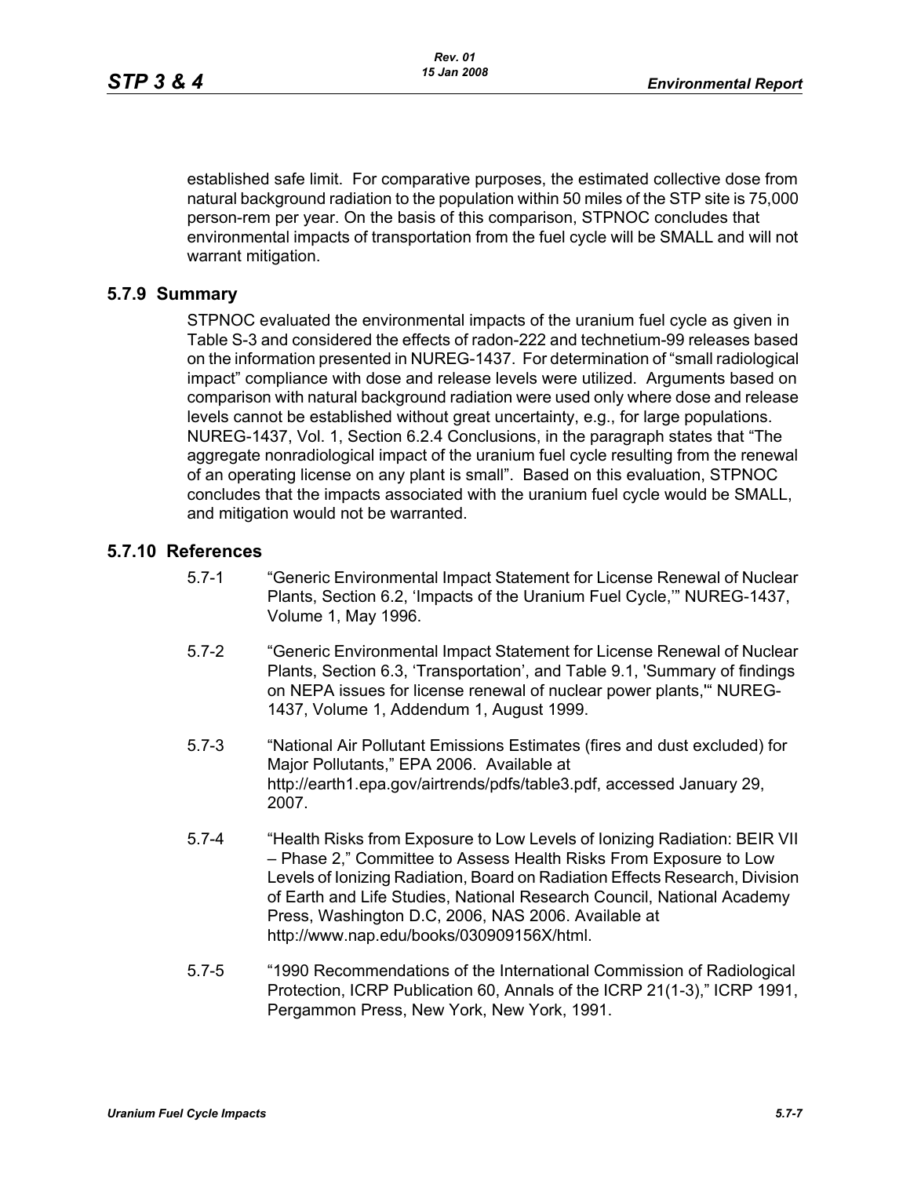established safe limit. For comparative purposes, the estimated collective dose from natural background radiation to the population within 50 miles of the STP site is 75,000 person-rem per year. On the basis of this comparison, STPNOC concludes that environmental impacts of transportation from the fuel cycle will be SMALL and will not warrant mitigation.

## 5.7.9 Summary

STPNOC evaluated the environmental impacts of the uranium fuel cycle as given in Table S-3 and considered the effects of radon-222 and technetium-99 releases based on the information presented in NUREG-1437. For determination of "small radiological impact" compliance with dose and release levels were utilized. Arguments based on comparison with natural background radiation were used only where dose and release levels cannot be established without great uncertainty, e.g., for large populations. NUREG-1437, Vol. 1, Section 6.2.4 Conclusions, in the paragraph states that "The aggregate nonradiological impact of the uranium fuel cycle resulting from the renewal of an operating license on any plant is small". Based on this evaluation, STPNOC concludes that the impacts associated with the uranium fuel cycle would be SMALL, and mitigation would not be warranted.

## 5.7.10 References

5.7-1 "Generic Environmental Impact Statement for License Renewal of Nuclear Plants, Section 6.2, 'Impacts of the Uranium Fuel Cycle,'" NUREG-1437, Volume 1, May 1996.

5.7-2 "Generic Environmental Impact Statement for License Renewal of Nuclear Plants, Section 6.3, 'Transportation', and Table 9.1, 'Summary of findings on NEPA issues for license renewal of nuclear power plants,'" NUREG-1437, Volume 1, Addendum 1, August 1999.

5.7-3 "National Air Pollutant Emissions Estimates (fires and dust excluded) for Major Pollutants," EPA 2006. Available at http://earth1.epa.gov/airtrends/pdfs/table3.pdf, accessed January 29, 2007.

5.7-4 "Health Risks from Exposure to Low Levels of Ionizing Radiation: BEIR VII – Phase 2," Committee to Assess Health Risks From Exposure to Low Levels of Ionizing Radiation, Board on Radiation Effects Research, Division of Earth and Life Studies, National Research Council, National Academy Press, Washington D.C, 2006, NAS 2006. Available at http://www.nap.edu/books/030909156X/html.

5.7-5 "1990 Recommendations of the International Commission of Radiological Protection, ICRP Publication 60, Annals of the ICRP 21(1-3)," ICRP 1991, Pergammon Press, New York, New York, 1991.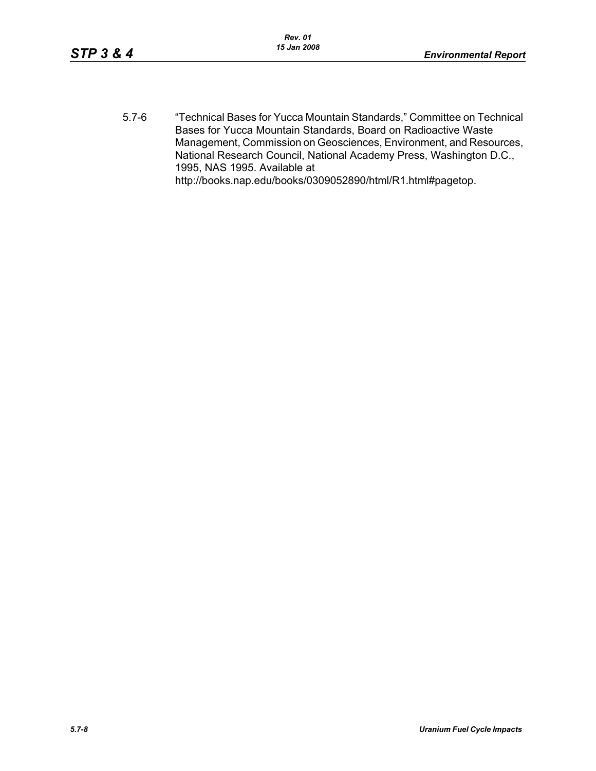5.7-6 "Technical Bases for Yucca Mountain Standards," Committee on Technical Bases for Yucca Mountain Standards, Board on Radioactive Waste Management, Commission on Geosciences, Environment, and Resources, National Research Council, National Academy Press, Washington D.C., 1995, NAS 1995. Available at http://books.nap.edu/books/0309052890/html/R1.html#pagetop.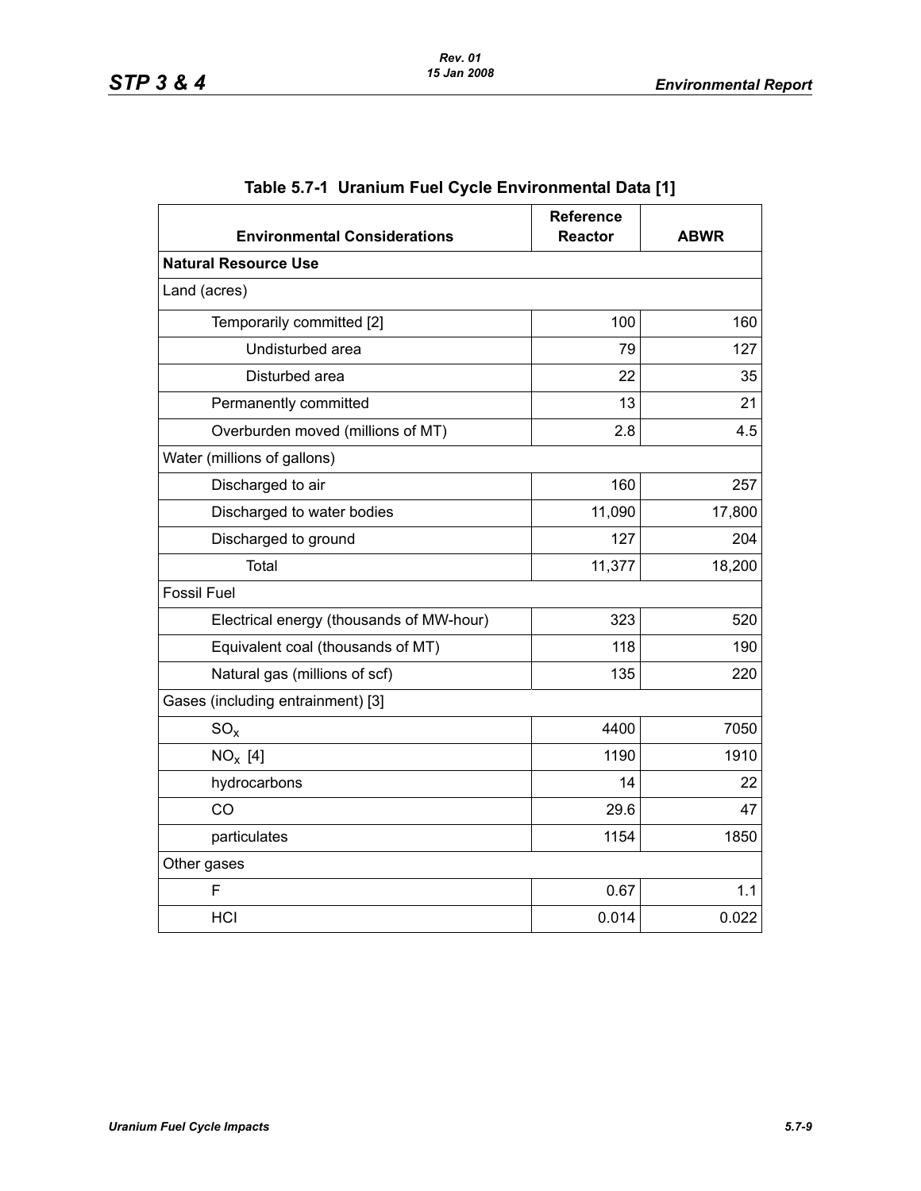**Table 5.7-1 Uranium Fuel Cycle Environmental Data [1]**

| Environmental Considerations | Reference Reactor | ABWR |
|---|---|---|
| **Natural Resource Use** | | |
| Land (acres) | | |
| Temporarily committed [2] | 100 | 160 |
| Undisturbed area | 79 | 127 |
| Disturbed area | 22 | 35 |
| Permanently committed | 13 | 21 |
| Overburden moved (millions of MT) | 2.8 | 4.5 |
| Water (millions of gallons) | | |
| Discharged to air | 160 | 257 |
| Discharged to water bodies | 11,090 | 17,800 |
| Discharged to ground | 127 | 204 |
| Total | 11,377 | 18,200 |
| Fossil Fuel | | |
| Electrical energy (thousands of MW-hour) | 323 | 520 |
| Equivalent coal (thousands of MT) | 118 | 190 |
| Natural gas (millions of scf) | 135 | 220 |
| Gases (including entrainment) [3] | | |
| $SO_x$ | 4400 | 7050 |
| $NO_x$ [4] | 1190 | 1910 |
| hydrocarbons | 14 | 22 |
| CO | 29.6 | 47 |
| particulates | 1154 | 1850 |
| Other gases | | |
| F | 0.67 | 1.1 |
| HCl | 0.014 | 0.022 |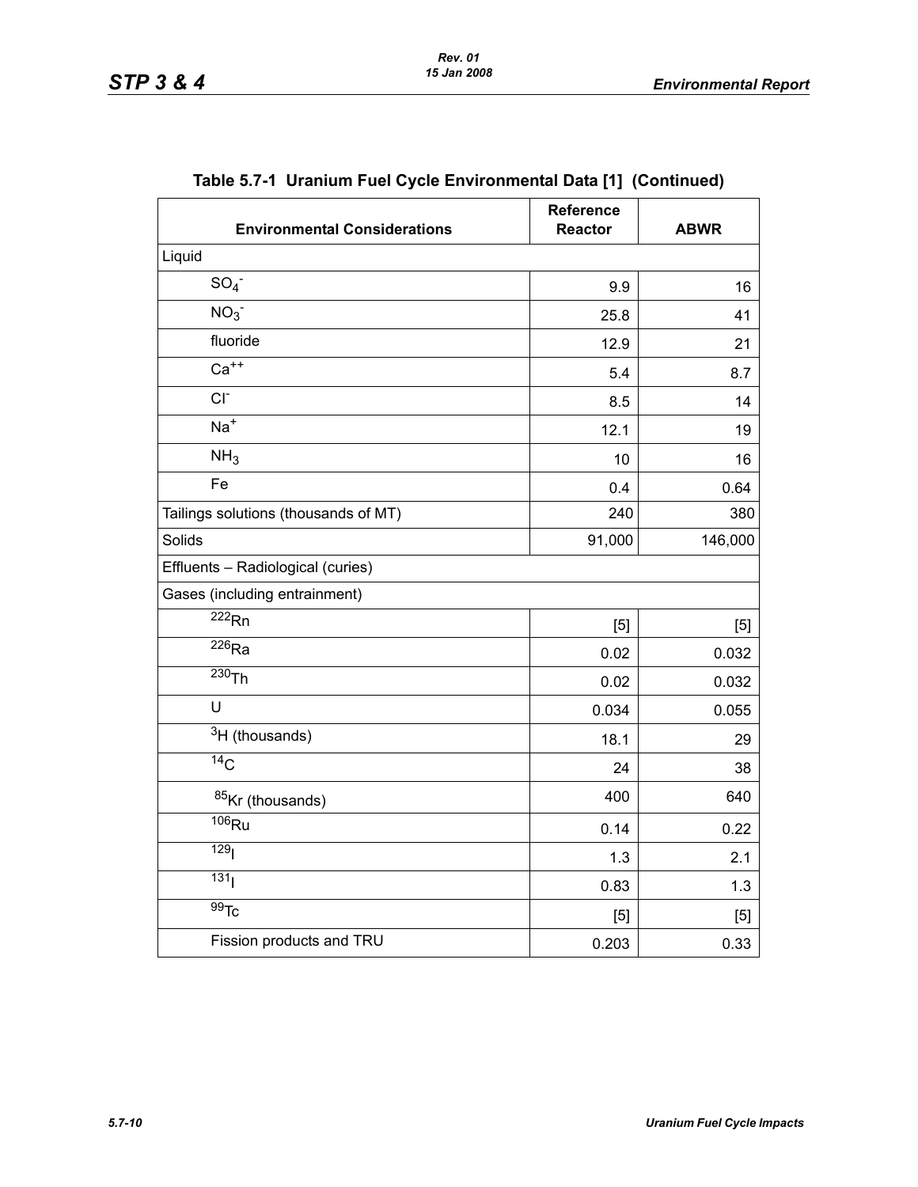## Table 5.7-1 Uranium Fuel Cycle Environmental Data [1] (Continued)

| Environmental Considerations | Reference Reactor | ABWR |
|---|---|---|
| Liquid | | |
| $SO_4^-$ | 9.9 | 16 |
| $NO_3^-$ | 25.8 | 41 |
| fluoride | 12.9 | 21 |
| $Ca^{++}$ | 5.4 | 8.7 |
| $Cl^-$ | 8.5 | 14 |
| $Na^+$ | 12.1 | 19 |
| $NH_3$ | 10 | 16 |
| Fe | 0.4 | 0.64 |
| Tailings solutions (thousands of MT) | 240 | 380 |
| Solids | 91,000 | 146,000 |
| Effluents – Radiological (curies) | | |
| Gases (including entrainment) | | |
| $^{222}Rn$ | [5] | [5] |
| $^{226}Ra$ | 0.02 | 0.032 |
| $^{230}Th$ | 0.02 | 0.032 |
| U | 0.034 | 0.055 |
| $^{3}H$ (thousands) | 18.1 | 29 |
| $^{14}C$ | 24 | 38 |
| $^{85}Kr$ (thousands) | 400 | 640 |
| $^{106}Ru$ | 0.14 | 0.22 |
| $^{129}I$ | 1.3 | 2.1 |
| $^{131}I$ | 0.83 | 1.3 |
| $^{99}Tc$ | [5] | [5] |
| Fission products and TRU | 0.203 | 0.33 |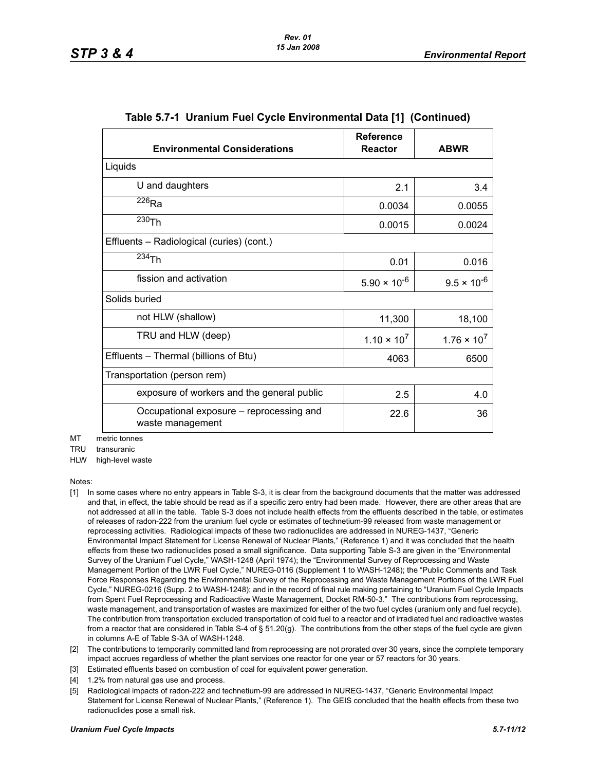**Table 5.7-1 Uranium Fuel Cycle Environmental Data [1] (Continued)**

| Environmental Considerations | Reference Reactor | ABWR |
|---|---|---|
| Liquids | | |
| U and daughters | 2.1 | 3.4 |
| $^{226}$Ra | 0.0034 | 0.0055 |
| $^{230}$Th | 0.0015 | 0.0024 |
| Effluents – Radiological (curies) (cont.) | | |
| $^{234}$Th | 0.01 | 0.016 |
| fission and activation | $5.90 \times 10^{-6}$ | $9.5 \times 10^{-6}$ |
| Solids buried | | |
| not HLW (shallow) | 11,300 | 18,100 |
| TRU and HLW (deep) | $1.10 \times 10^{7}$ | $1.76 \times 10^{7}$ |
| Effluents – Thermal (billions of Btu) | 4063 | 6500 |
| Transportation (person rem) | | |
| exposure of workers and the general public | 2.5 | 4.0 |
| Occupational exposure – reprocessing and waste management | 22.6 | 36 |

MT metric tonnes

TRU transuranic

HLW high-level waste

Notes:

[1] In some cases where no entry appears in Table S-3, it is clear from the background documents that the matter was addressed and that, in effect, the table should be read as if a specific zero entry had been made. However, there are other areas that are not addressed at all in the table. Table S-3 does not include health effects from the effluents described in the table, or estimates of releases of radon-222 from the uranium fuel cycle or estimates of technetium-99 released from waste management or reprocessing activities. Radiological impacts of these two radionuclides are addressed in NUREG-1437, "Generic Environmental Impact Statement for License Renewal of Nuclear Plants," (Reference 1) and it was concluded that the health effects from these two radionuclides posed a small significance. Data supporting Table S-3 are given in the "Environmental Survey of the Uranium Fuel Cycle," WASH-1248 (April 1974); the "Environmental Survey of Reprocessing and Waste Management Portion of the LWR Fuel Cycle," NUREG-0116 (Supplement 1 to WASH-1248); the "Public Comments and Task Force Responses Regarding the Environmental Survey of the Reprocessing and Waste Management Portions of the LWR Fuel Cycle," NUREG-0216 (Supp. 2 to WASH-1248); and in the record of final rule making pertaining to "Uranium Fuel Cycle Impacts from Spent Fuel Reprocessing and Radioactive Waste Management, Docket RM-50-3." The contributions from reprocessing, waste management, and transportation of wastes are maximized for either of the two fuel cycles (uranium only and fuel recycle). The contribution from transportation excluded transportation of cold fuel to a reactor and of irradiated fuel and radioactive wastes from a reactor that are considered in Table S-4 of § 51.20(g). The contributions from the other steps of the fuel cycle are given in columns A-E of Table S-3A of WASH-1248.

[2] The contributions to temporarily committed land from reprocessing are not prorated over 30 years, since the complete temporary impact accrues regardless of whether the plant services one reactor for one year or 57 reactors for 30 years.

[3] Estimated effluents based on combustion of coal for equivalent power generation.

[4] 1.2% from natural gas use and process.

[5] Radiological impacts of radon-222 and technetium-99 are addressed in NUREG-1437, "Generic Environmental Impact Statement for License Renewal of Nuclear Plants," (Reference 1). The GEIS concluded that the health effects from these two radionuclides pose a small risk.